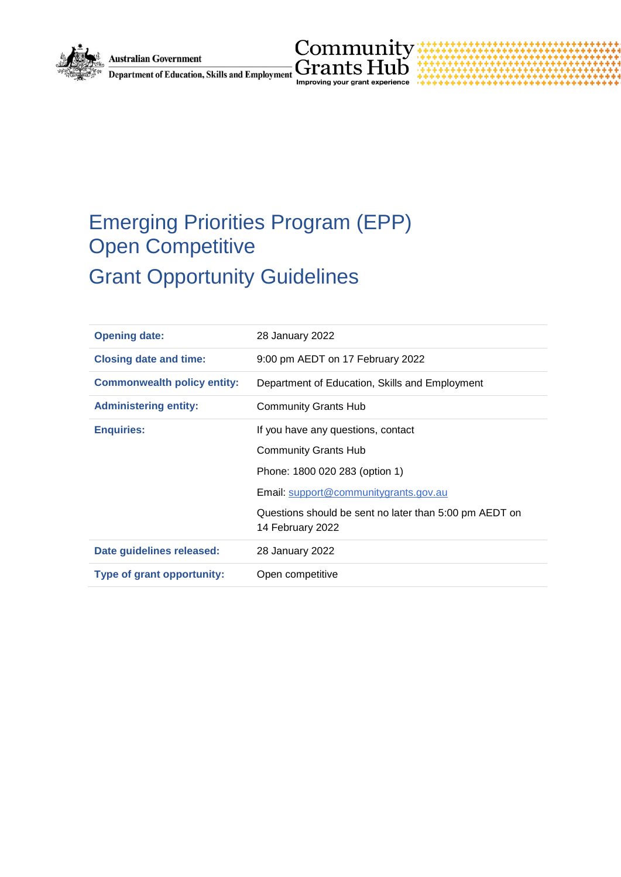# Emerging Priorities Program (EPP) Open Competitive

# Grant Opportunity Guidelines

| | |
|---|---|
| **Opening date:** | 28 January 2022 |
| **Closing date and time:** | 9:00 pm AEDT on 17 February 2022 |
| **Commonwealth policy entity:** | Department of Education, Skills and Employment |
| **Administering entity:** | Community Grants Hub |
| **Enquiries:** | If you have any questions, contact<br>Community Grants Hub<br>Phone: 1800 020 283 (option 1)<br>Email: support@communitygrants.gov.au<br>Questions should be sent no later than 5:00 pm AEDT on 14 February 2022 |
| **Date guidelines released:** | 28 January 2022 |
| **Type of grant opportunity:** | Open competitive |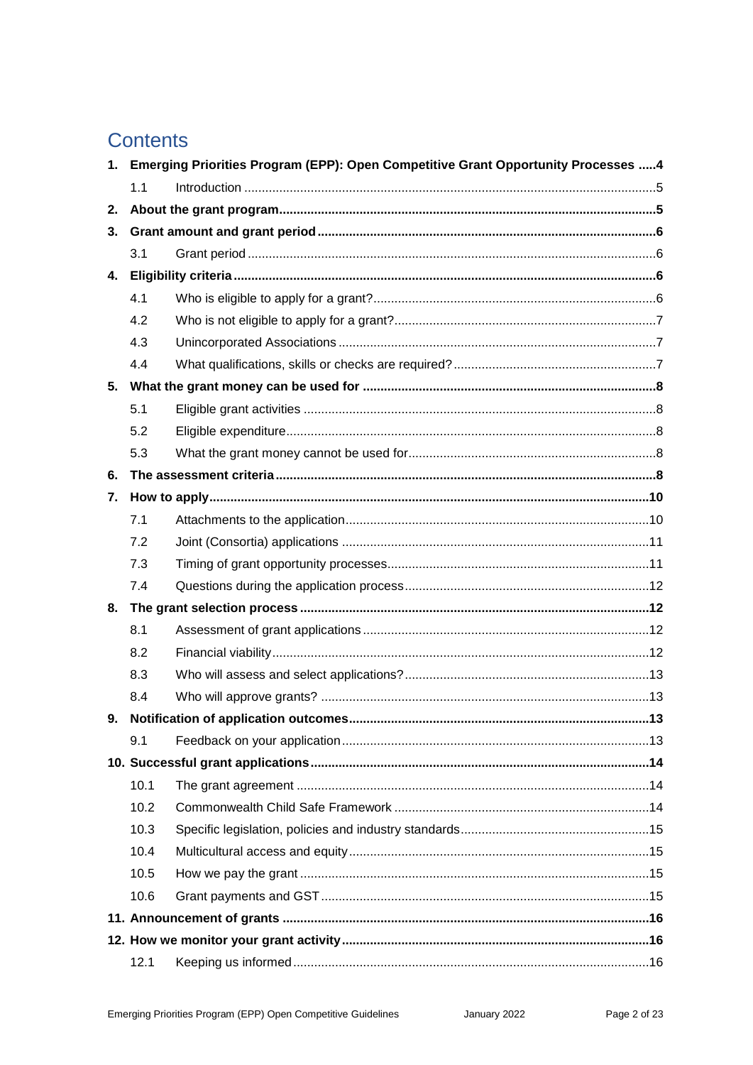# Contents

1. **Emerging Priorities Program (EPP): Open Competitive Grant Opportunity Processes .....4**
   - 1.1 Introduction .....5
2. **About the grant program .....5**
3. **Grant amount and grant period .....6**
   - 3.1 Grant period .....6
4. **Eligibility criteria .....6**
   - 4.1 Who is eligible to apply for a grant? .....6
   - 4.2 Who is not eligible to apply for a grant? .....7
   - 4.3 Unincorporated Associations .....7
   - 4.4 What qualifications, skills or checks are required? .....7
5. **What the grant money can be used for .....8**
   - 5.1 Eligible grant activities .....8
   - 5.2 Eligible expenditure .....8
   - 5.3 What the grant money cannot be used for .....8
6. **The assessment criteria .....8**
7. **How to apply .....10**
   - 7.1 Attachments to the application .....10
   - 7.2 Joint (Consortia) applications .....11
   - 7.3 Timing of grant opportunity processes .....11
   - 7.4 Questions during the application process .....12
8. **The grant selection process .....12**
   - 8.1 Assessment of grant applications .....12
   - 8.2 Financial viability .....12
   - 8.3 Who will assess and select applications? .....13
   - 8.4 Who will approve grants? .....13
9. **Notification of application outcomes .....13**
   - 9.1 Feedback on your application .....13
10. **Successful grant applications .....14**
    - 10.1 The grant agreement .....14
    - 10.2 Commonwealth Child Safe Framework .....14
    - 10.3 Specific legislation, policies and industry standards .....15
    - 10.4 Multicultural access and equity .....15
    - 10.5 How we pay the grant .....15
    - 10.6 Grant payments and GST .....15
11. **Announcement of grants .....16**
12. **How we monitor your grant activity .....16**
    - 12.1 Keeping us informed .....16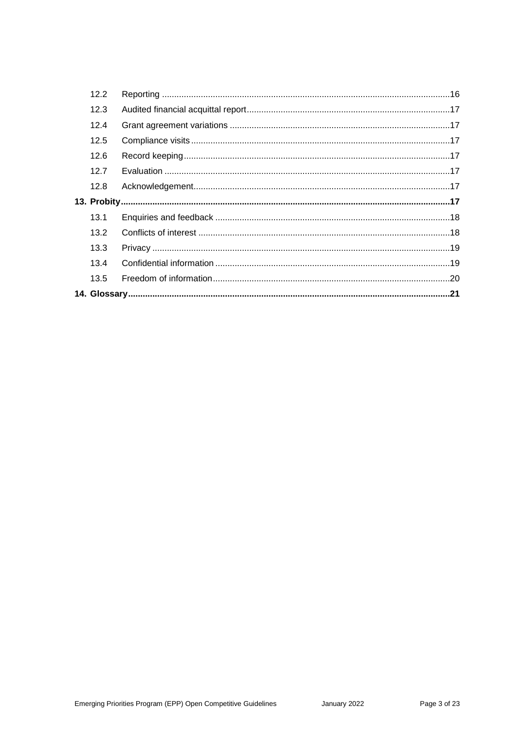| | | |
|---|---|---|
| 12.2 | Reporting | 16 |
| 12.3 | Audited financial acquittal report | 17 |
| 12.4 | Grant agreement variations | 17 |
| 12.5 | Compliance visits | 17 |
| 12.6 | Record keeping | 17 |
| 12.7 | Evaluation | 17 |
| 12.8 | Acknowledgement | 17 |
| **13. Probity** | | **17** |
| 13.1 | Enquiries and feedback | 18 |
| 13.2 | Conflicts of interest | 18 |
| 13.3 | Privacy | 19 |
| 13.4 | Confidential information | 19 |
| 13.5 | Freedom of information | 20 |
| **14. Glossary** | | **21** |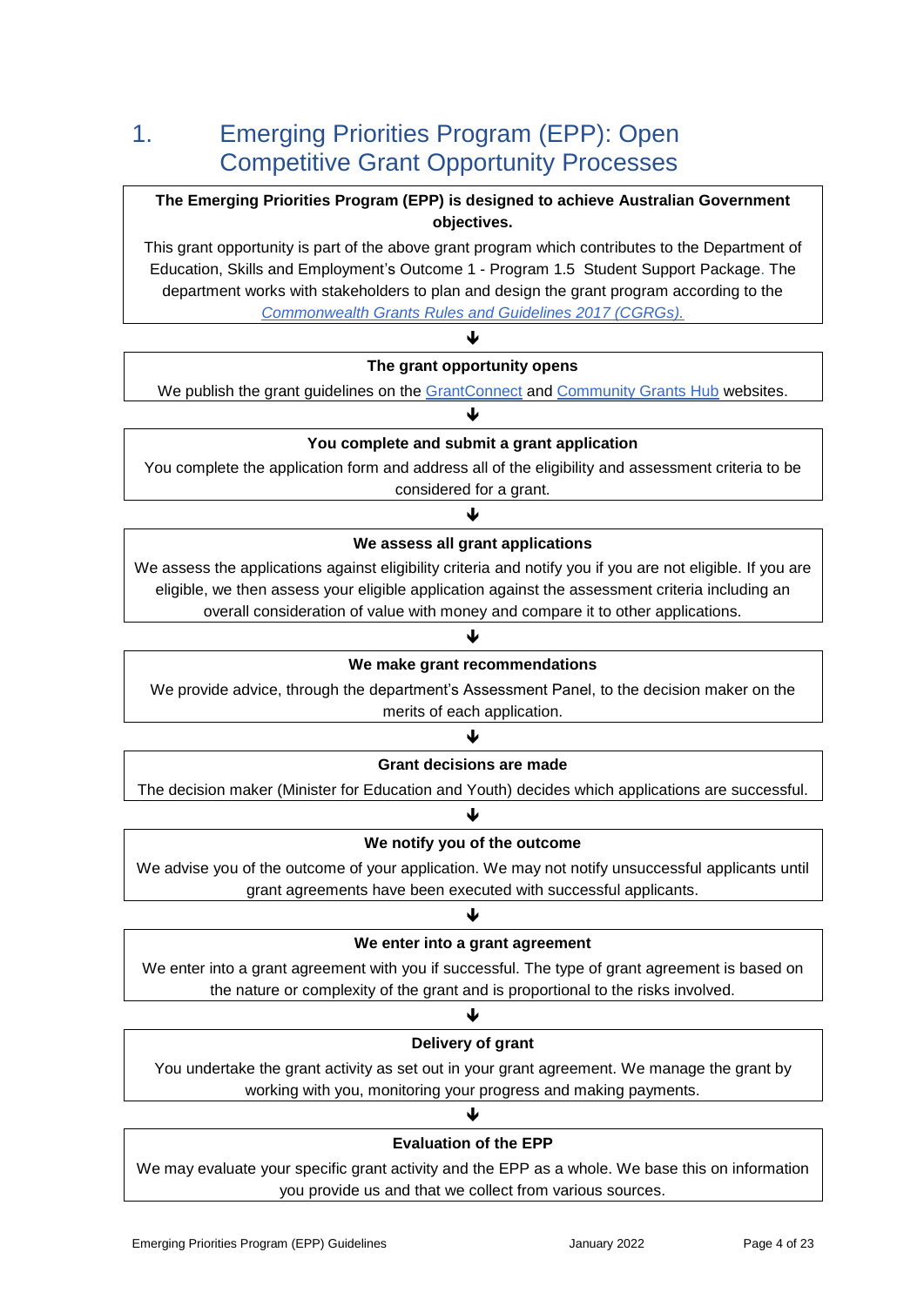# 1. Emerging Priorities Program (EPP): Open Competitive Grant Opportunity Processes

**The Emerging Priorities Program (EPP) is designed to achieve Australian Government objectives.**

This grant opportunity is part of the above grant program which contributes to the Department of Education, Skills and Employment's Outcome 1 - Program 1.5 Student Support Package. The department works with stakeholders to plan and design the grant program according to the *Commonwealth Grants Rules and Guidelines 2017 (CGRGs).*

↓

**The grant opportunity opens**

We publish the grant guidelines on the GrantConnect and Community Grants Hub websites.

↓

**You complete and submit a grant application**

You complete the application form and address all of the eligibility and assessment criteria to be considered for a grant.

↓

**We assess all grant applications**

We assess the applications against eligibility criteria and notify you if you are not eligible. If you are eligible, we then assess your eligible application against the assessment criteria including an overall consideration of value with money and compare it to other applications.

↓

**We make grant recommendations**

We provide advice, through the department's Assessment Panel, to the decision maker on the merits of each application.

↓

**Grant decisions are made**

The decision maker (Minister for Education and Youth) decides which applications are successful.

↓

**We notify you of the outcome**

We advise you of the outcome of your application. We may not notify unsuccessful applicants until grant agreements have been executed with successful applicants.

↓

**We enter into a grant agreement**

We enter into a grant agreement with you if successful. The type of grant agreement is based on the nature or complexity of the grant and is proportional to the risks involved.

↓

**Delivery of grant**

You undertake the grant activity as set out in your grant agreement. We manage the grant by working with you, monitoring your progress and making payments.

↓

**Evaluation of the EPP**

We may evaluate your specific grant activity and the EPP as a whole. We base this on information you provide us and that we collect from various sources.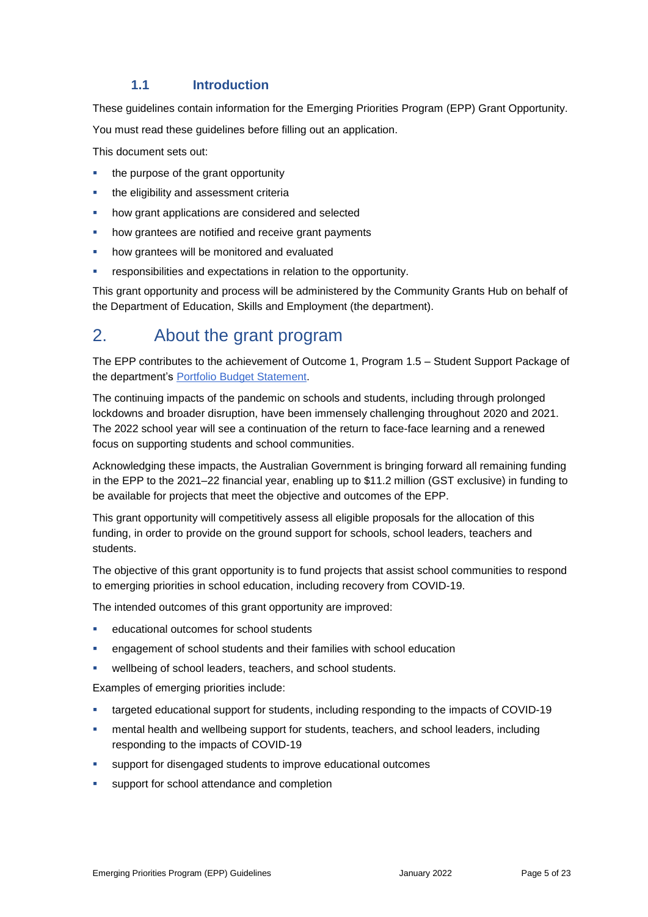### 1.1 Introduction

These guidelines contain information for the Emerging Priorities Program (EPP) Grant Opportunity.

You must read these guidelines before filling out an application.

This document sets out:

- the purpose of the grant opportunity
- the eligibility and assessment criteria
- how grant applications are considered and selected
- how grantees are notified and receive grant payments
- how grantees will be monitored and evaluated
- responsibilities and expectations in relation to the opportunity.

This grant opportunity and process will be administered by the Community Grants Hub on behalf of the Department of Education, Skills and Employment (the department).

## 2. About the grant program

The EPP contributes to the achievement of Outcome 1, Program 1.5 – Student Support Package of the department's Portfolio Budget Statement.

The continuing impacts of the pandemic on schools and students, including through prolonged lockdowns and broader disruption, have been immensely challenging throughout 2020 and 2021. The 2022 school year will see a continuation of the return to face-face learning and a renewed focus on supporting students and school communities.

Acknowledging these impacts, the Australian Government is bringing forward all remaining funding in the EPP to the 2021–22 financial year, enabling up to $11.2 million (GST exclusive) in funding to be available for projects that meet the objective and outcomes of the EPP.

This grant opportunity will competitively assess all eligible proposals for the allocation of this funding, in order to provide on the ground support for schools, school leaders, teachers and students.

The objective of this grant opportunity is to fund projects that assist school communities to respond to emerging priorities in school education, including recovery from COVID-19.

The intended outcomes of this grant opportunity are improved:

- educational outcomes for school students
- engagement of school students and their families with school education
- wellbeing of school leaders, teachers, and school students.

Examples of emerging priorities include:

- targeted educational support for students, including responding to the impacts of COVID-19
- mental health and wellbeing support for students, teachers, and school leaders, including responding to the impacts of COVID-19
- support for disengaged students to improve educational outcomes
- support for school attendance and completion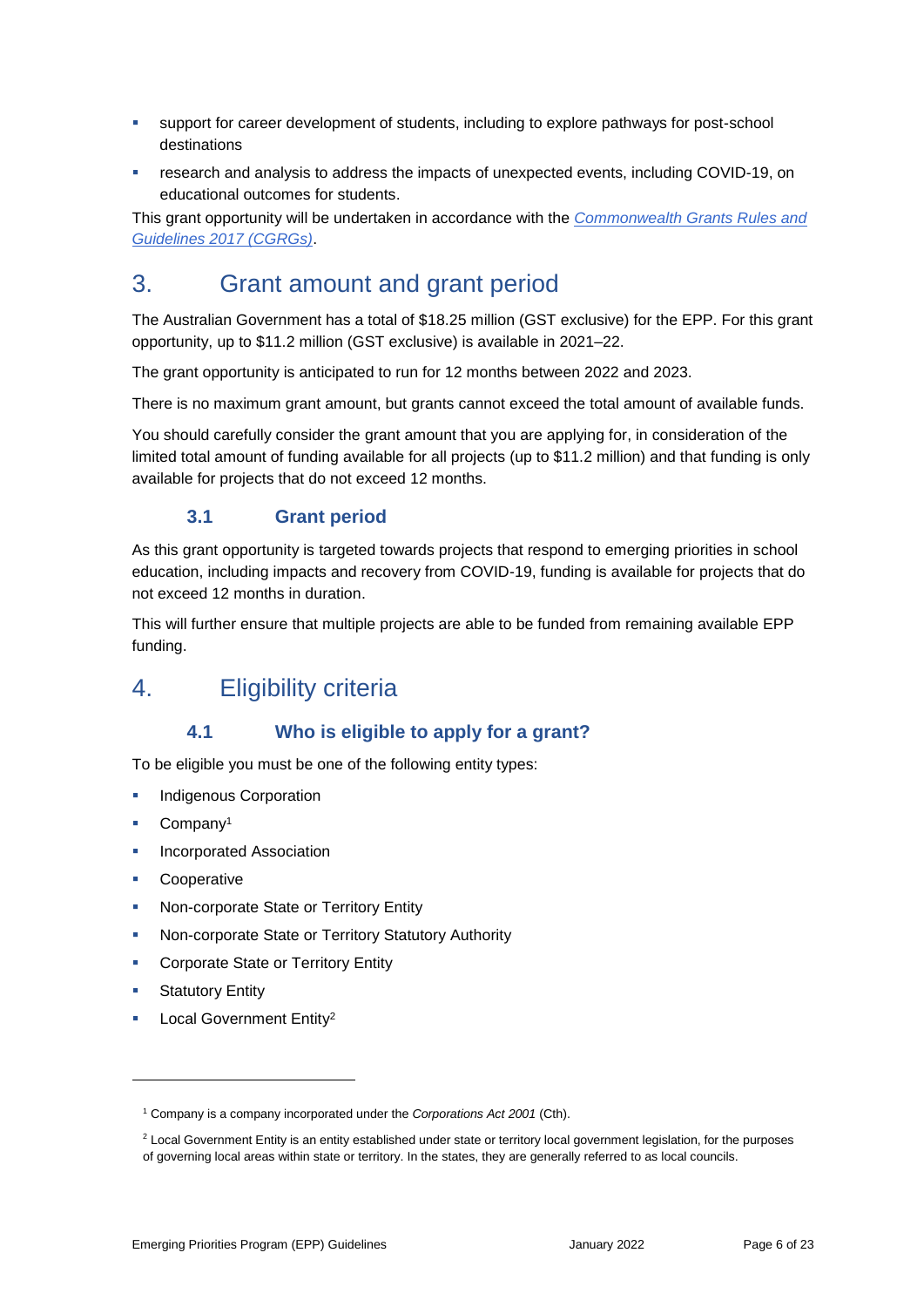- support for career development of students, including to explore pathways for post-school destinations
- research and analysis to address the impacts of unexpected events, including COVID-19, on educational outcomes for students.

This grant opportunity will be undertaken in accordance with the [*Commonwealth Grants Rules and Guidelines 2017 (CGRGs)*](#).

# 3. Grant amount and grant period

The Australian Government has a total of $18.25 million (GST exclusive) for the EPP. For this grant opportunity, up to $11.2 million (GST exclusive) is available in 2021–22.

The grant opportunity is anticipated to run for 12 months between 2022 and 2023.

There is no maximum grant amount, but grants cannot exceed the total amount of available funds.

You should carefully consider the grant amount that you are applying for, in consideration of the limited total amount of funding available for all projects (up to $11.2 million) and that funding is only available for projects that do not exceed 12 months.

## 3.1 Grant period

As this grant opportunity is targeted towards projects that respond to emerging priorities in school education, including impacts and recovery from COVID-19, funding is available for projects that do not exceed 12 months in duration.

This will further ensure that multiple projects are able to be funded from remaining available EPP funding.

# 4. Eligibility criteria

## 4.1 Who is eligible to apply for a grant?

To be eligible you must be one of the following entity types:

- Indigenous Corporation
- Company[1]
- Incorporated Association
- Cooperative
- Non-corporate State or Territory Entity
- Non-corporate State or Territory Statutory Authority
- Corporate State or Territory Entity
- Statutory Entity
- Local Government Entity[2]

---

[1] Company is a company incorporated under the *Corporations Act 2001* (Cth).

[2] Local Government Entity is an entity established under state or territory local government legislation, for the purposes of governing local areas within state or territory. In the states, they are generally referred to as local councils.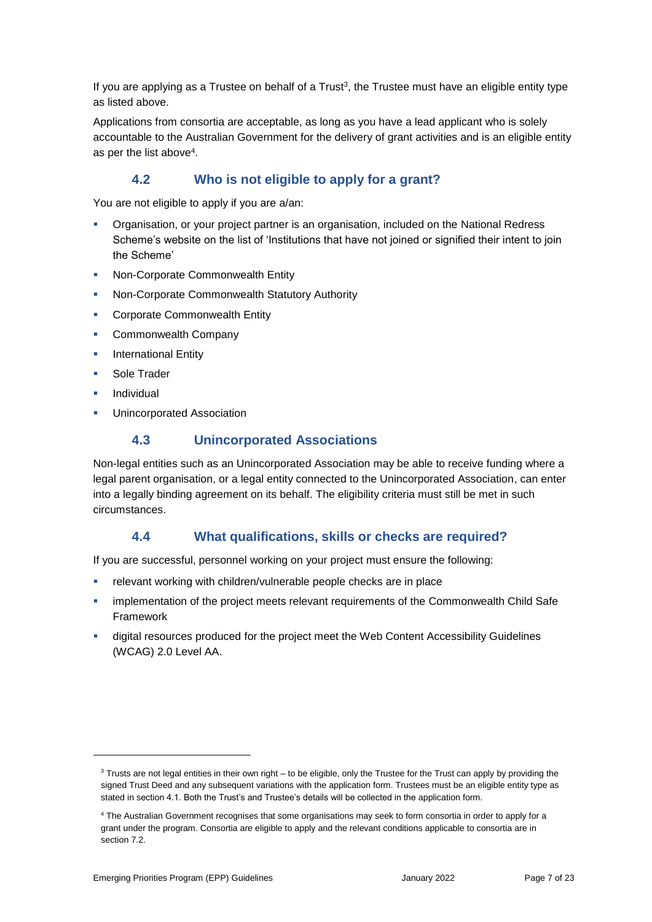If you are applying as a Trustee on behalf of a Trust[3], the Trustee must have an eligible entity type as listed above.

Applications from consortia are acceptable, as long as you have a lead applicant who is solely accountable to the Australian Government for the delivery of grant activities and is an eligible entity as per the list above[4].

### 4.2 Who is not eligible to apply for a grant?

You are not eligible to apply if you are a/an:

- Organisation, or your project partner is an organisation, included on the National Redress Scheme's website on the list of 'Institutions that have not joined or signified their intent to join the Scheme'
- Non-Corporate Commonwealth Entity
- Non-Corporate Commonwealth Statutory Authority
- Corporate Commonwealth Entity
- Commonwealth Company
- International Entity
- Sole Trader
- Individual
- Unincorporated Association

### 4.3 Unincorporated Associations

Non-legal entities such as an Unincorporated Association may be able to receive funding where a legal parent organisation, or a legal entity connected to the Unincorporated Association, can enter into a legally binding agreement on its behalf. The eligibility criteria must still be met in such circumstances.

### 4.4 What qualifications, skills or checks are required?

If you are successful, personnel working on your project must ensure the following:

- relevant working with children/vulnerable people checks are in place
- implementation of the project meets relevant requirements of the Commonwealth Child Safe Framework
- digital resources produced for the project meet the Web Content Accessibility Guidelines (WCAG) 2.0 Level AA.

---

[3] Trusts are not legal entities in their own right – to be eligible, only the Trustee for the Trust can apply by providing the signed Trust Deed and any subsequent variations with the application form. Trustees must be an eligible entity type as stated in section 4.1. Both the Trust's and Trustee's details will be collected in the application form.

[4] The Australian Government recognises that some organisations may seek to form consortia in order to apply for a grant under the program. Consortia are eligible to apply and the relevant conditions applicable to consortia are in section 7.2.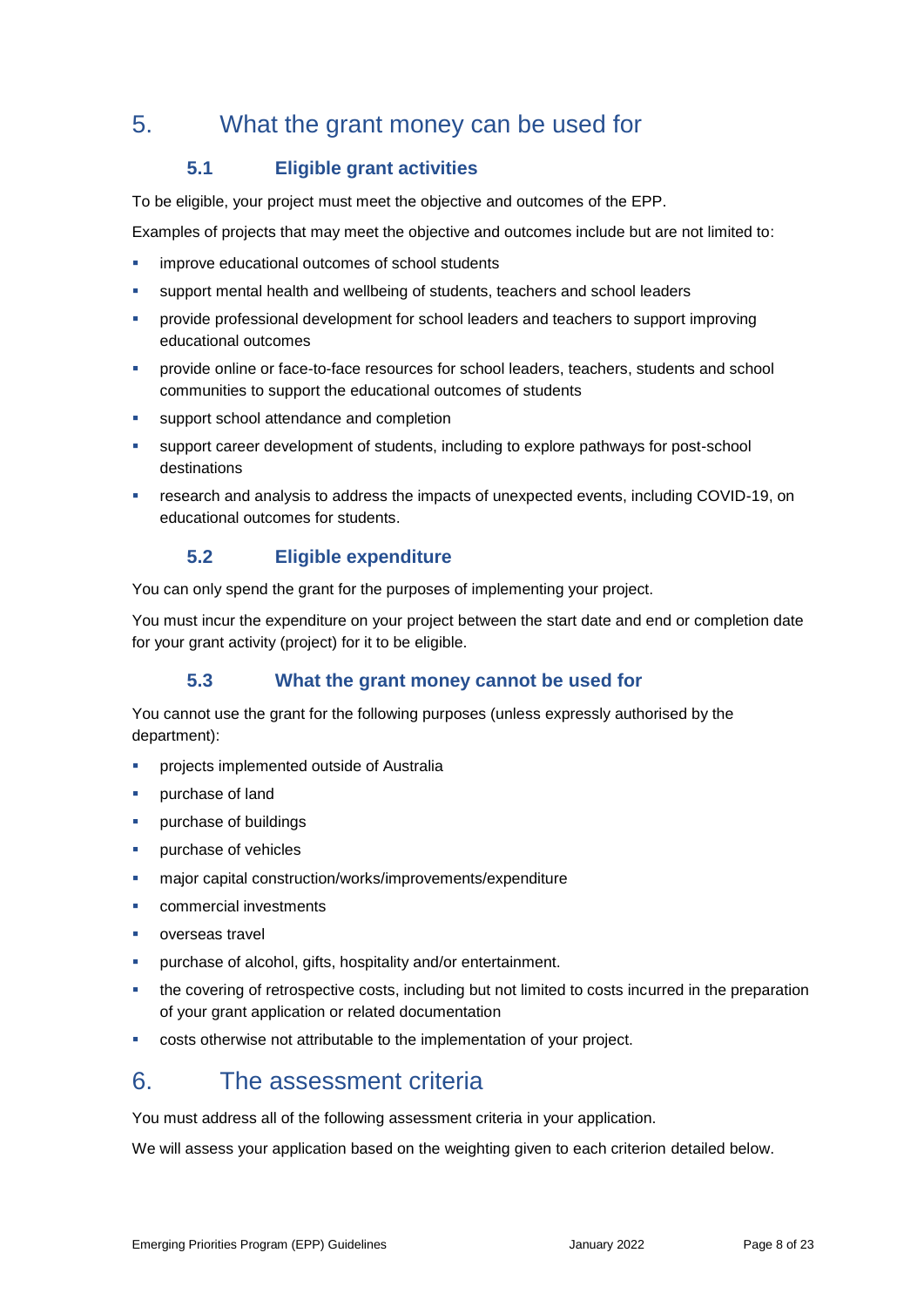# 5. What the grant money can be used for

## 5.1 Eligible grant activities

To be eligible, your project must meet the objective and outcomes of the EPP.

Examples of projects that may meet the objective and outcomes include but are not limited to:

- improve educational outcomes of school students
- support mental health and wellbeing of students, teachers and school leaders
- provide professional development for school leaders and teachers to support improving educational outcomes
- provide online or face-to-face resources for school leaders, teachers, students and school communities to support the educational outcomes of students
- support school attendance and completion
- support career development of students, including to explore pathways for post-school destinations
- research and analysis to address the impacts of unexpected events, including COVID-19, on educational outcomes for students.

## 5.2 Eligible expenditure

You can only spend the grant for the purposes of implementing your project.

You must incur the expenditure on your project between the start date and end or completion date for your grant activity (project) for it to be eligible.

## 5.3 What the grant money cannot be used for

You cannot use the grant for the following purposes (unless expressly authorised by the department):

- projects implemented outside of Australia
- purchase of land
- purchase of buildings
- purchase of vehicles
- major capital construction/works/improvements/expenditure
- commercial investments
- overseas travel
- purchase of alcohol, gifts, hospitality and/or entertainment.
- the covering of retrospective costs, including but not limited to costs incurred in the preparation of your grant application or related documentation
- costs otherwise not attributable to the implementation of your project.

# 6. The assessment criteria

You must address all of the following assessment criteria in your application.

We will assess your application based on the weighting given to each criterion detailed below.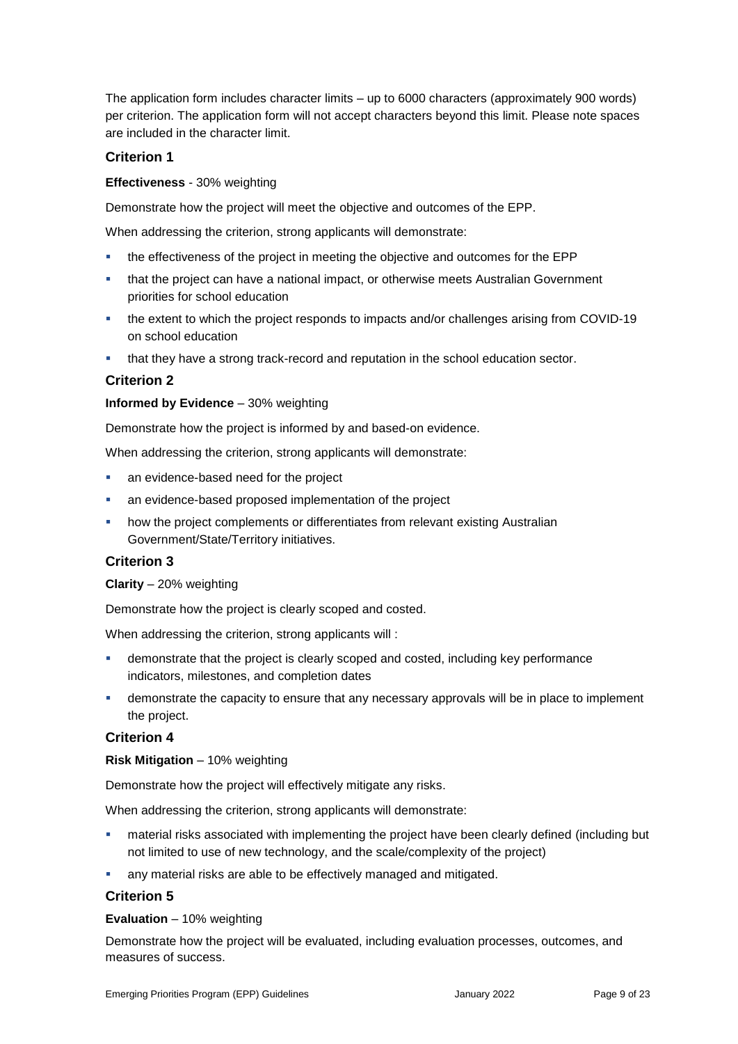The application form includes character limits – up to 6000 characters (approximately 900 words) per criterion. The application form will not accept characters beyond this limit. Please note spaces are included in the character limit.

### Criterion 1

**Effectiveness** - 30% weighting

Demonstrate how the project will meet the objective and outcomes of the EPP.

When addressing the criterion, strong applicants will demonstrate:

- the effectiveness of the project in meeting the objective and outcomes for the EPP
- that the project can have a national impact, or otherwise meets Australian Government priorities for school education
- the extent to which the project responds to impacts and/or challenges arising from COVID-19 on school education
- that they have a strong track-record and reputation in the school education sector.

### Criterion 2

**Informed by Evidence** – 30% weighting

Demonstrate how the project is informed by and based-on evidence.

When addressing the criterion, strong applicants will demonstrate:

- an evidence-based need for the project
- an evidence-based proposed implementation of the project
- how the project complements or differentiates from relevant existing Australian Government/State/Territory initiatives.

### Criterion 3

**Clarity** – 20% weighting

Demonstrate how the project is clearly scoped and costed.

When addressing the criterion, strong applicants will :

- demonstrate that the project is clearly scoped and costed, including key performance indicators, milestones, and completion dates
- demonstrate the capacity to ensure that any necessary approvals will be in place to implement the project.

### Criterion 4

**Risk Mitigation** – 10% weighting

Demonstrate how the project will effectively mitigate any risks.

When addressing the criterion, strong applicants will demonstrate:

- material risks associated with implementing the project have been clearly defined (including but not limited to use of new technology, and the scale/complexity of the project)
- any material risks are able to be effectively managed and mitigated.

### Criterion 5

**Evaluation** – 10% weighting

Demonstrate how the project will be evaluated, including evaluation processes, outcomes, and measures of success.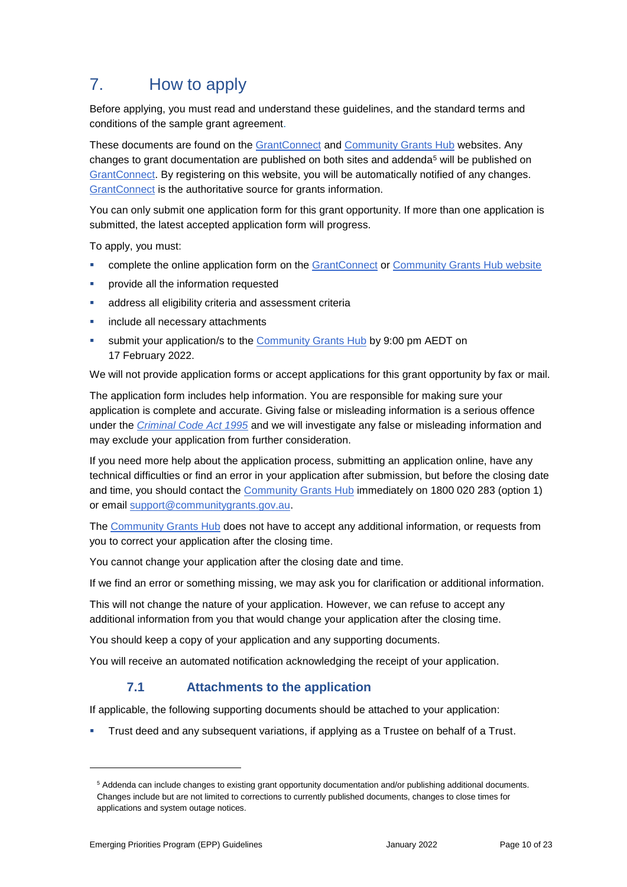# 7. How to apply

Before applying, you must read and understand these guidelines, and the standard terms and conditions of the sample grant agreement.

These documents are found on the GrantConnect and Community Grants Hub websites. Any changes to grant documentation are published on both sites and addenda[5] will be published on GrantConnect. By registering on this website, you will be automatically notified of any changes. GrantConnect is the authoritative source for grants information.

You can only submit one application form for this grant opportunity. If more than one application is submitted, the latest accepted application form will progress.

To apply, you must:

- complete the online application form on the GrantConnect or Community Grants Hub website
- provide all the information requested
- address all eligibility criteria and assessment criteria
- include all necessary attachments
- submit your application/s to the Community Grants Hub by 9:00 pm AEDT on 17 February 2022.

We will not provide application forms or accept applications for this grant opportunity by fax or mail.

The application form includes help information. You are responsible for making sure your application is complete and accurate. Giving false or misleading information is a serious offence under the *Criminal Code Act 1995* and we will investigate any false or misleading information and may exclude your application from further consideration.

If you need more help about the application process, submitting an application online, have any technical difficulties or find an error in your application after submission, but before the closing date and time, you should contact the Community Grants Hub immediately on 1800 020 283 (option 1) or email support@communitygrants.gov.au.

The Community Grants Hub does not have to accept any additional information, or requests from you to correct your application after the closing time.

You cannot change your application after the closing date and time.

If we find an error or something missing, we may ask you for clarification or additional information.

This will not change the nature of your application. However, we can refuse to accept any additional information from you that would change your application after the closing time.

You should keep a copy of your application and any supporting documents.

You will receive an automated notification acknowledging the receipt of your application.

## 7.1 Attachments to the application

If applicable, the following supporting documents should be attached to your application:

- Trust deed and any subsequent variations, if applying as a Trustee on behalf of a Trust.

---

[5] Addenda can include changes to existing grant opportunity documentation and/or publishing additional documents. Changes include but are not limited to corrections to currently published documents, changes to close times for applications and system outage notices.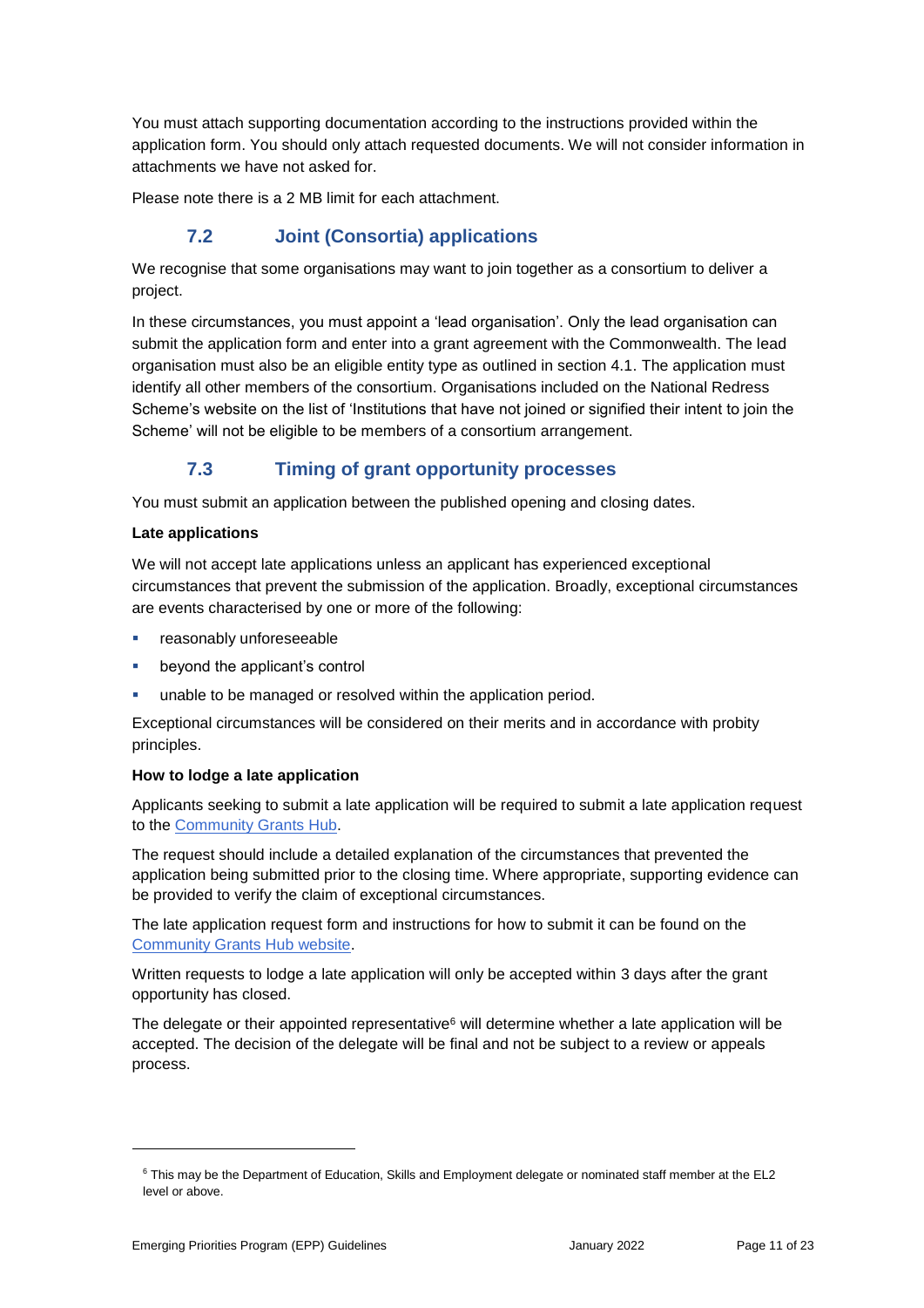You must attach supporting documentation according to the instructions provided within the application form. You should only attach requested documents. We will not consider information in attachments we have not asked for.

Please note there is a 2 MB limit for each attachment.

### 7.2 Joint (Consortia) applications

We recognise that some organisations may want to join together as a consortium to deliver a project.

In these circumstances, you must appoint a 'lead organisation'. Only the lead organisation can submit the application form and enter into a grant agreement with the Commonwealth. The lead organisation must also be an eligible entity type as outlined in section 4.1. The application must identify all other members of the consortium. Organisations included on the National Redress Scheme's website on the list of 'Institutions that have not joined or signified their intent to join the Scheme' will not be eligible to be members of a consortium arrangement.

### 7.3 Timing of grant opportunity processes

You must submit an application between the published opening and closing dates.

**Late applications**

We will not accept late applications unless an applicant has experienced exceptional circumstances that prevent the submission of the application. Broadly, exceptional circumstances are events characterised by one or more of the following:

- reasonably unforeseeable
- beyond the applicant's control
- unable to be managed or resolved within the application period.

Exceptional circumstances will be considered on their merits and in accordance with probity principles.

**How to lodge a late application**

Applicants seeking to submit a late application will be required to submit a late application request to the Community Grants Hub.

The request should include a detailed explanation of the circumstances that prevented the application being submitted prior to the closing time. Where appropriate, supporting evidence can be provided to verify the claim of exceptional circumstances.

The late application request form and instructions for how to submit it can be found on the Community Grants Hub website.

Written requests to lodge a late application will only be accepted within 3 days after the grant opportunity has closed.

The delegate or their appointed representative[6] will determine whether a late application will be accepted. The decision of the delegate will be final and not be subject to a review or appeals process.

[6] This may be the Department of Education, Skills and Employment delegate or nominated staff member at the EL2 level or above.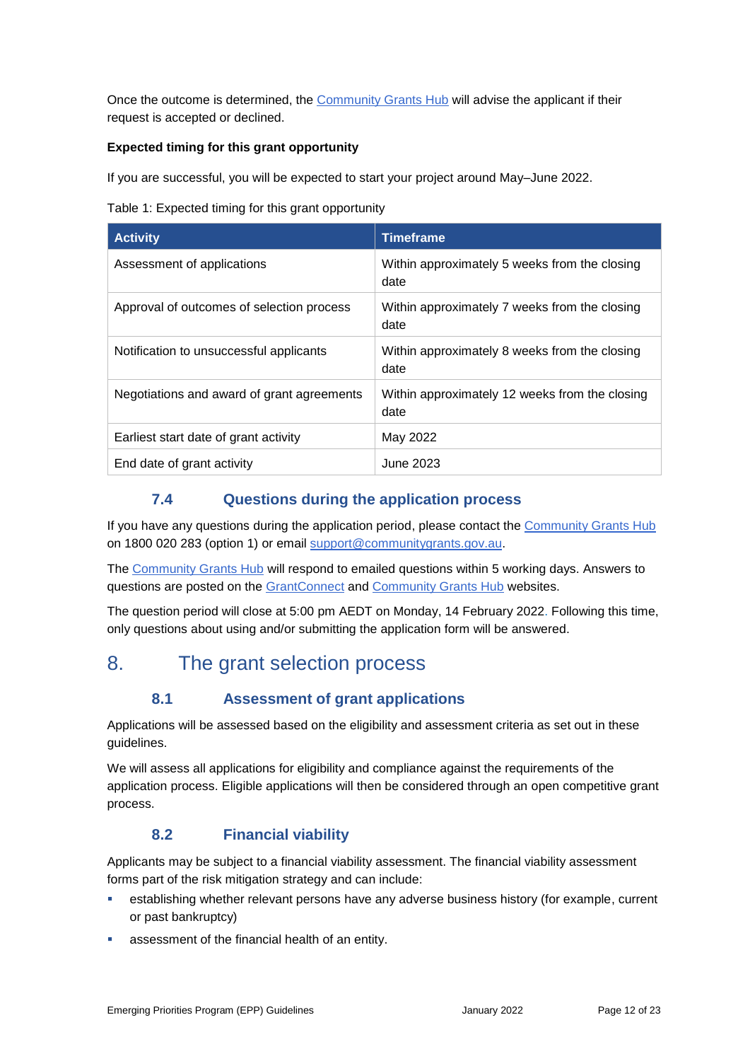Once the outcome is determined, the Community Grants Hub will advise the applicant if their request is accepted or declined.

**Expected timing for this grant opportunity**

If you are successful, you will be expected to start your project around May–June 2022.

Table 1: Expected timing for this grant opportunity

| Activity | Timeframe |
| --- | --- |
| Assessment of applications | Within approximately 5 weeks from the closing date |
| Approval of outcomes of selection process | Within approximately 7 weeks from the closing date |
| Notification to unsuccessful applicants | Within approximately 8 weeks from the closing date |
| Negotiations and award of grant agreements | Within approximately 12 weeks from the closing date |
| Earliest start date of grant activity | May 2022 |
| End date of grant activity | June 2023 |

### 7.4 Questions during the application process

If you have any questions during the application period, please contact the Community Grants Hub on 1800 020 283 (option 1) or email support@communitygrants.gov.au.

The Community Grants Hub will respond to emailed questions within 5 working days. Answers to questions are posted on the GrantConnect and Community Grants Hub websites.

The question period will close at 5:00 pm AEDT on Monday, 14 February 2022. Following this time, only questions about using and/or submitting the application form will be answered.

## 8. The grant selection process

### 8.1 Assessment of grant applications

Applications will be assessed based on the eligibility and assessment criteria as set out in these guidelines.

We will assess all applications for eligibility and compliance against the requirements of the application process. Eligible applications will then be considered through an open competitive grant process.

### 8.2 Financial viability

Applicants may be subject to a financial viability assessment. The financial viability assessment forms part of the risk mitigation strategy and can include:

- establishing whether relevant persons have any adverse business history (for example, current or past bankruptcy)
- assessment of the financial health of an entity.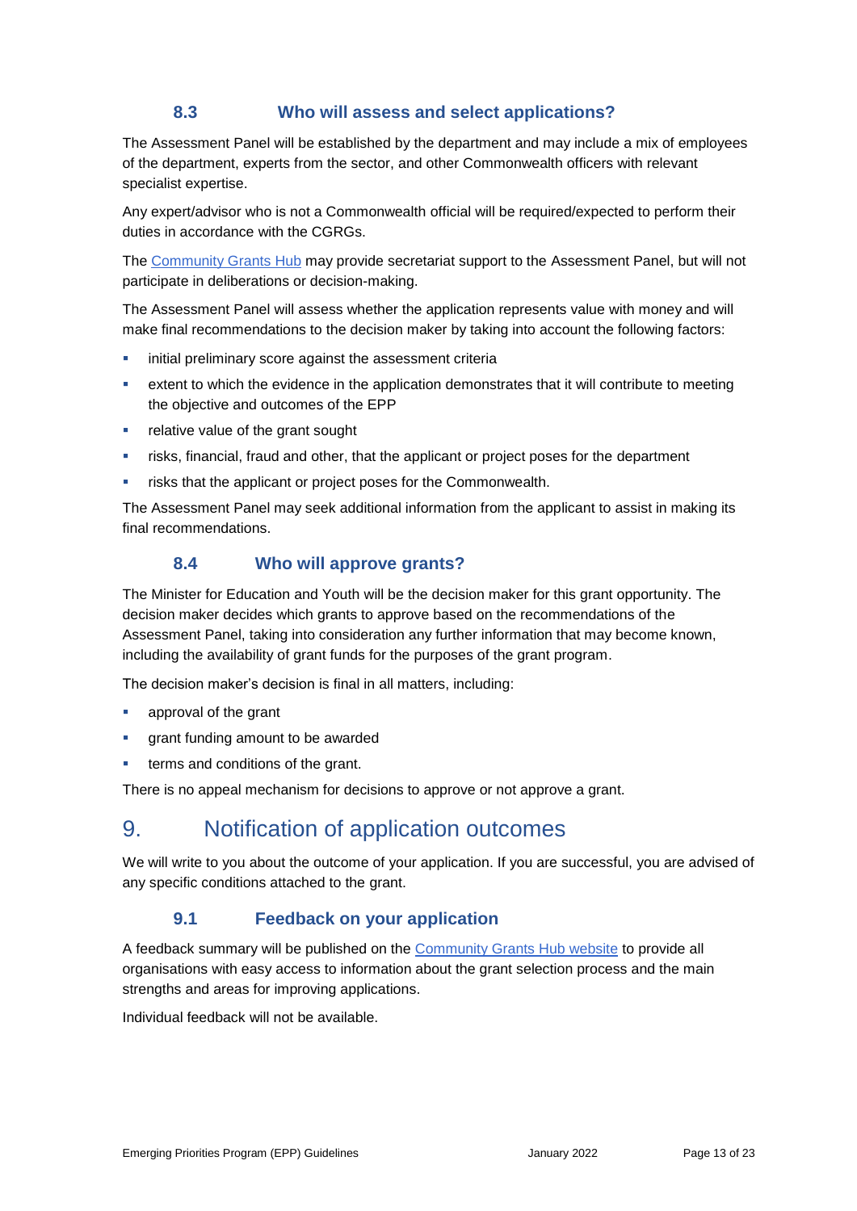### 8.3 Who will assess and select applications?

The Assessment Panel will be established by the department and may include a mix of employees of the department, experts from the sector, and other Commonwealth officers with relevant specialist expertise.

Any expert/advisor who is not a Commonwealth official will be required/expected to perform their duties in accordance with the CGRGs.

The Community Grants Hub may provide secretariat support to the Assessment Panel, but will not participate in deliberations or decision-making.

The Assessment Panel will assess whether the application represents value with money and will make final recommendations to the decision maker by taking into account the following factors:

- initial preliminary score against the assessment criteria
- extent to which the evidence in the application demonstrates that it will contribute to meeting the objective and outcomes of the EPP
- relative value of the grant sought
- risks, financial, fraud and other, that the applicant or project poses for the department
- risks that the applicant or project poses for the Commonwealth.

The Assessment Panel may seek additional information from the applicant to assist in making its final recommendations.

### 8.4 Who will approve grants?

The Minister for Education and Youth will be the decision maker for this grant opportunity. The decision maker decides which grants to approve based on the recommendations of the Assessment Panel, taking into consideration any further information that may become known, including the availability of grant funds for the purposes of the grant program.

The decision maker's decision is final in all matters, including:

- approval of the grant
- grant funding amount to be awarded
- terms and conditions of the grant.

There is no appeal mechanism for decisions to approve or not approve a grant.

## 9. Notification of application outcomes

We will write to you about the outcome of your application. If you are successful, you are advised of any specific conditions attached to the grant.

### 9.1 Feedback on your application

A feedback summary will be published on the Community Grants Hub website to provide all organisations with easy access to information about the grant selection process and the main strengths and areas for improving applications.

Individual feedback will not be available.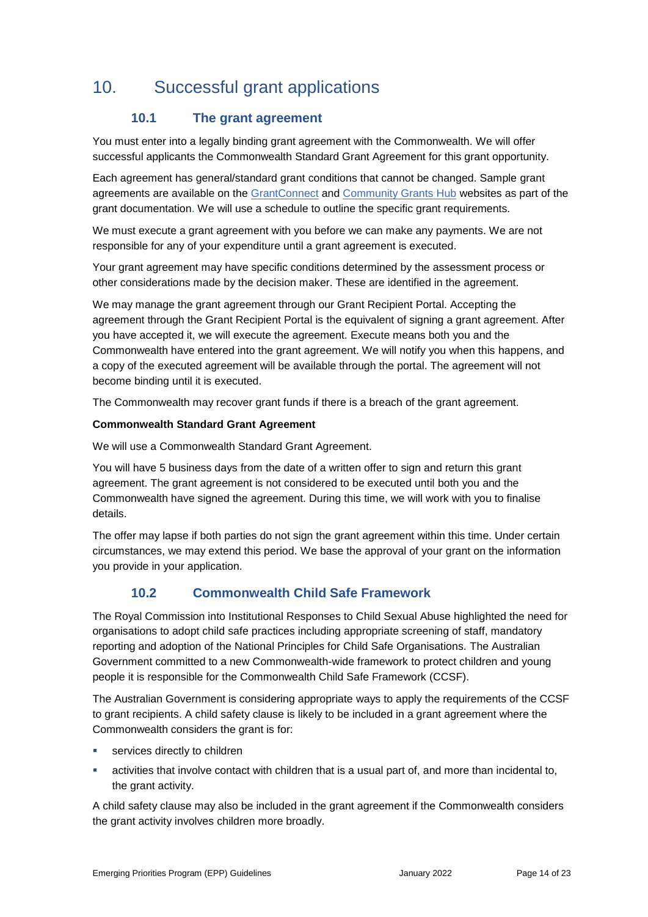# 10. Successful grant applications

## 10.1 The grant agreement

You must enter into a legally binding grant agreement with the Commonwealth. We will offer successful applicants the Commonwealth Standard Grant Agreement for this grant opportunity.

Each agreement has general/standard grant conditions that cannot be changed. Sample grant agreements are available on the GrantConnect and Community Grants Hub websites as part of the grant documentation. We will use a schedule to outline the specific grant requirements.

We must execute a grant agreement with you before we can make any payments. We are not responsible for any of your expenditure until a grant agreement is executed.

Your grant agreement may have specific conditions determined by the assessment process or other considerations made by the decision maker. These are identified in the agreement.

We may manage the grant agreement through our Grant Recipient Portal. Accepting the agreement through the Grant Recipient Portal is the equivalent of signing a grant agreement. After you have accepted it, we will execute the agreement. Execute means both you and the Commonwealth have entered into the grant agreement. We will notify you when this happens, and a copy of the executed agreement will be available through the portal. The agreement will not become binding until it is executed.

The Commonwealth may recover grant funds if there is a breach of the grant agreement.

**Commonwealth Standard Grant Agreement**

We will use a Commonwealth Standard Grant Agreement.

You will have 5 business days from the date of a written offer to sign and return this grant agreement. The grant agreement is not considered to be executed until both you and the Commonwealth have signed the agreement. During this time, we will work with you to finalise details.

The offer may lapse if both parties do not sign the grant agreement within this time. Under certain circumstances, we may extend this period. We base the approval of your grant on the information you provide in your application.

## 10.2 Commonwealth Child Safe Framework

The Royal Commission into Institutional Responses to Child Sexual Abuse highlighted the need for organisations to adopt child safe practices including appropriate screening of staff, mandatory reporting and adoption of the National Principles for Child Safe Organisations. The Australian Government committed to a new Commonwealth-wide framework to protect children and young people it is responsible for the Commonwealth Child Safe Framework (CCSF).

The Australian Government is considering appropriate ways to apply the requirements of the CCSF to grant recipients. A child safety clause is likely to be included in a grant agreement where the Commonwealth considers the grant is for:

- services directly to children
- activities that involve contact with children that is a usual part of, and more than incidental to, the grant activity.

A child safety clause may also be included in the grant agreement if the Commonwealth considers the grant activity involves children more broadly.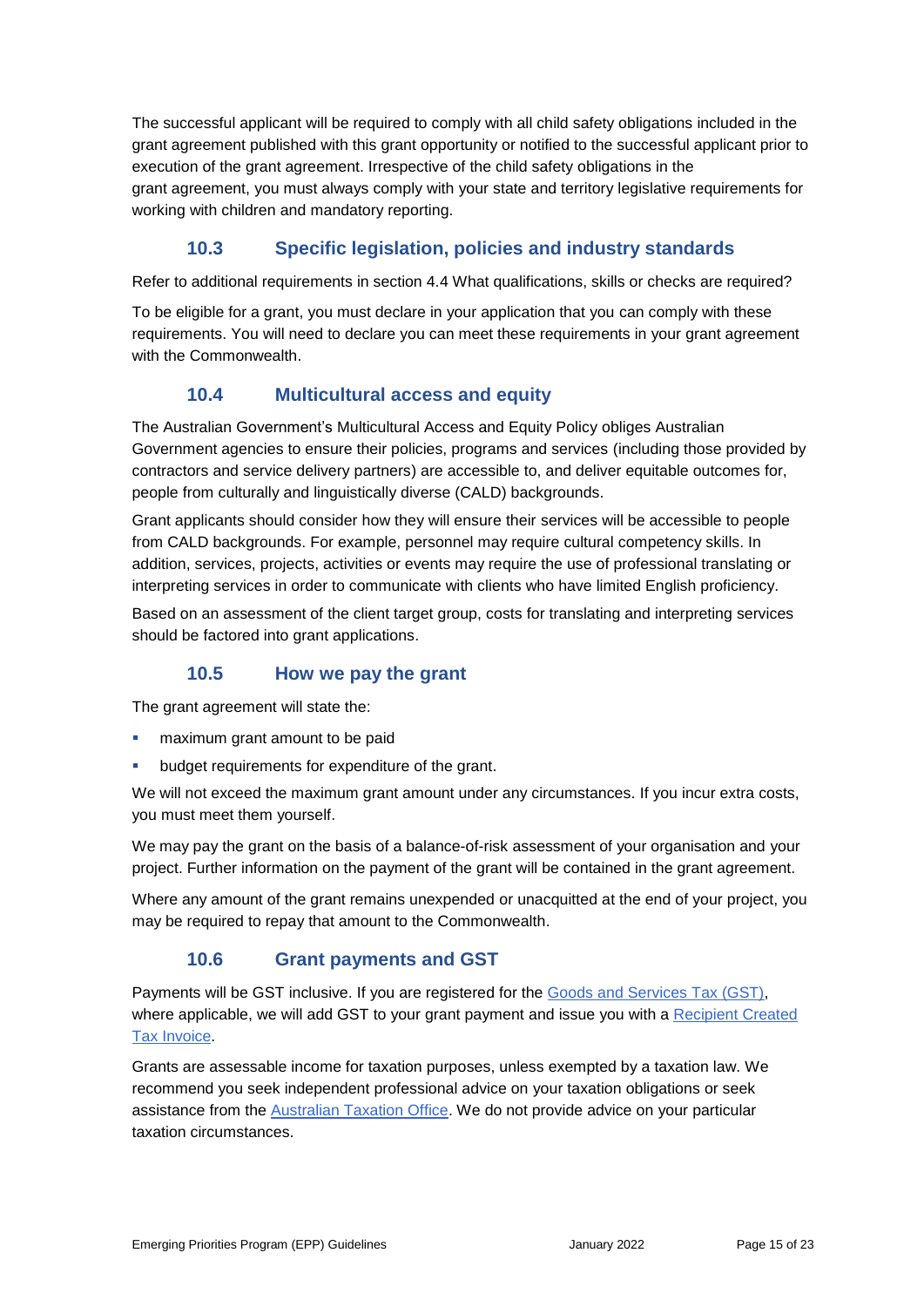The successful applicant will be required to comply with all child safety obligations included in the grant agreement published with this grant opportunity or notified to the successful applicant prior to execution of the grant agreement. Irrespective of the child safety obligations in the grant agreement, you must always comply with your state and territory legislative requirements for working with children and mandatory reporting.

### 10.3 Specific legislation, policies and industry standards

Refer to additional requirements in section 4.4 What qualifications, skills or checks are required?

To be eligible for a grant, you must declare in your application that you can comply with these requirements. You will need to declare you can meet these requirements in your grant agreement with the Commonwealth.

### 10.4 Multicultural access and equity

The Australian Government's Multicultural Access and Equity Policy obliges Australian Government agencies to ensure their policies, programs and services (including those provided by contractors and service delivery partners) are accessible to, and deliver equitable outcomes for, people from culturally and linguistically diverse (CALD) backgrounds.

Grant applicants should consider how they will ensure their services will be accessible to people from CALD backgrounds. For example, personnel may require cultural competency skills. In addition, services, projects, activities or events may require the use of professional translating or interpreting services in order to communicate with clients who have limited English proficiency.

Based on an assessment of the client target group, costs for translating and interpreting services should be factored into grant applications.

### 10.5 How we pay the grant

The grant agreement will state the:

- maximum grant amount to be paid
- budget requirements for expenditure of the grant.

We will not exceed the maximum grant amount under any circumstances. If you incur extra costs, you must meet them yourself.

We may pay the grant on the basis of a balance-of-risk assessment of your organisation and your project. Further information on the payment of the grant will be contained in the grant agreement.

Where any amount of the grant remains unexpended or unacquitted at the end of your project, you may be required to repay that amount to the Commonwealth.

### 10.6 Grant payments and GST

Payments will be GST inclusive. If you are registered for the Goods and Services Tax (GST), where applicable, we will add GST to your grant payment and issue you with a Recipient Created Tax Invoice.

Grants are assessable income for taxation purposes, unless exempted by a taxation law. We recommend you seek independent professional advice on your taxation obligations or seek assistance from the Australian Taxation Office. We do not provide advice on your particular taxation circumstances.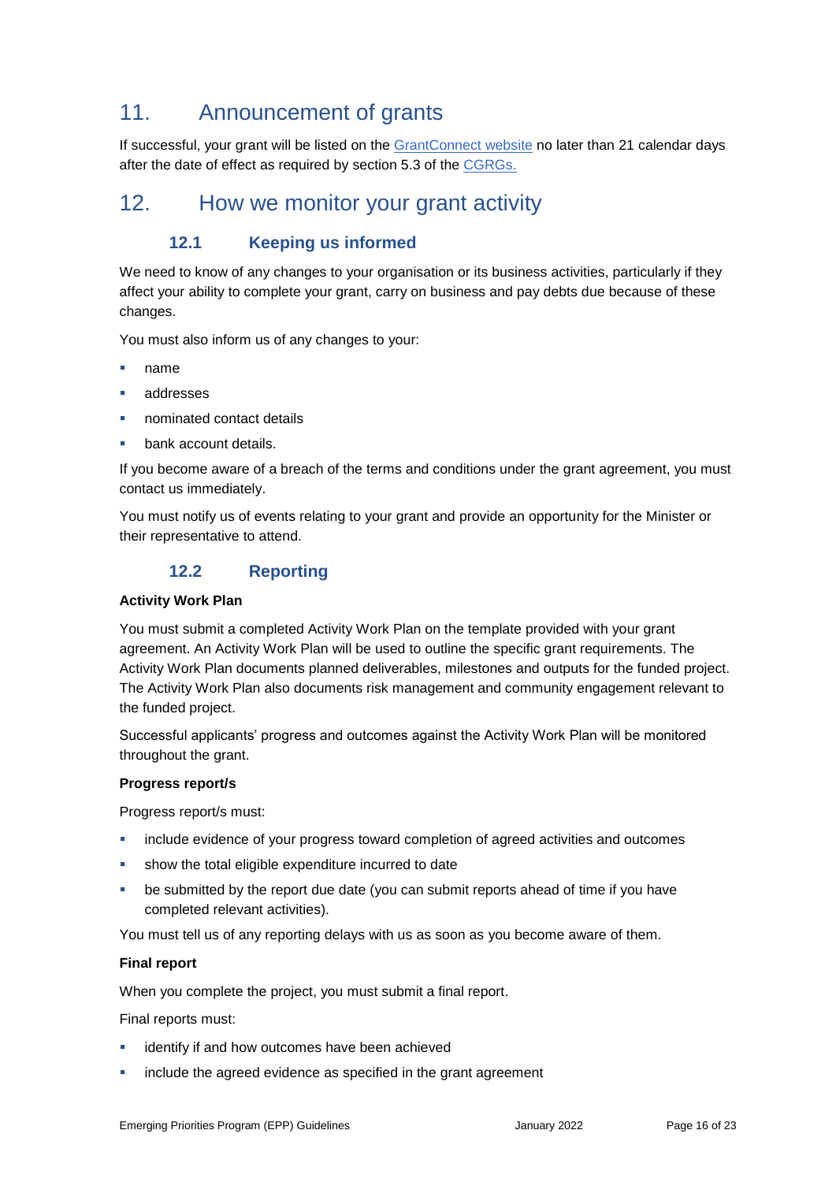# 11. Announcement of grants

If successful, your grant will be listed on the GrantConnect website no later than 21 calendar days after the date of effect as required by section 5.3 of the CGRGs.

# 12. How we monitor your grant activity

## 12.1 Keeping us informed

We need to know of any changes to your organisation or its business activities, particularly if they affect your ability to complete your grant, carry on business and pay debts due because of these changes.

You must also inform us of any changes to your:

- name
- addresses
- nominated contact details
- bank account details.

If you become aware of a breach of the terms and conditions under the grant agreement, you must contact us immediately.

You must notify us of events relating to your grant and provide an opportunity for the Minister or their representative to attend.

## 12.2 Reporting

**Activity Work Plan**

You must submit a completed Activity Work Plan on the template provided with your grant agreement. An Activity Work Plan will be used to outline the specific grant requirements. The Activity Work Plan documents planned deliverables, milestones and outputs for the funded project. The Activity Work Plan also documents risk management and community engagement relevant to the funded project.

Successful applicants' progress and outcomes against the Activity Work Plan will be monitored throughout the grant.

**Progress report/s**

Progress report/s must:

- include evidence of your progress toward completion of agreed activities and outcomes
- show the total eligible expenditure incurred to date
- be submitted by the report due date (you can submit reports ahead of time if you have completed relevant activities).

You must tell us of any reporting delays with us as soon as you become aware of them.

**Final report**

When you complete the project, you must submit a final report.

Final reports must:

- identify if and how outcomes have been achieved
- include the agreed evidence as specified in the grant agreement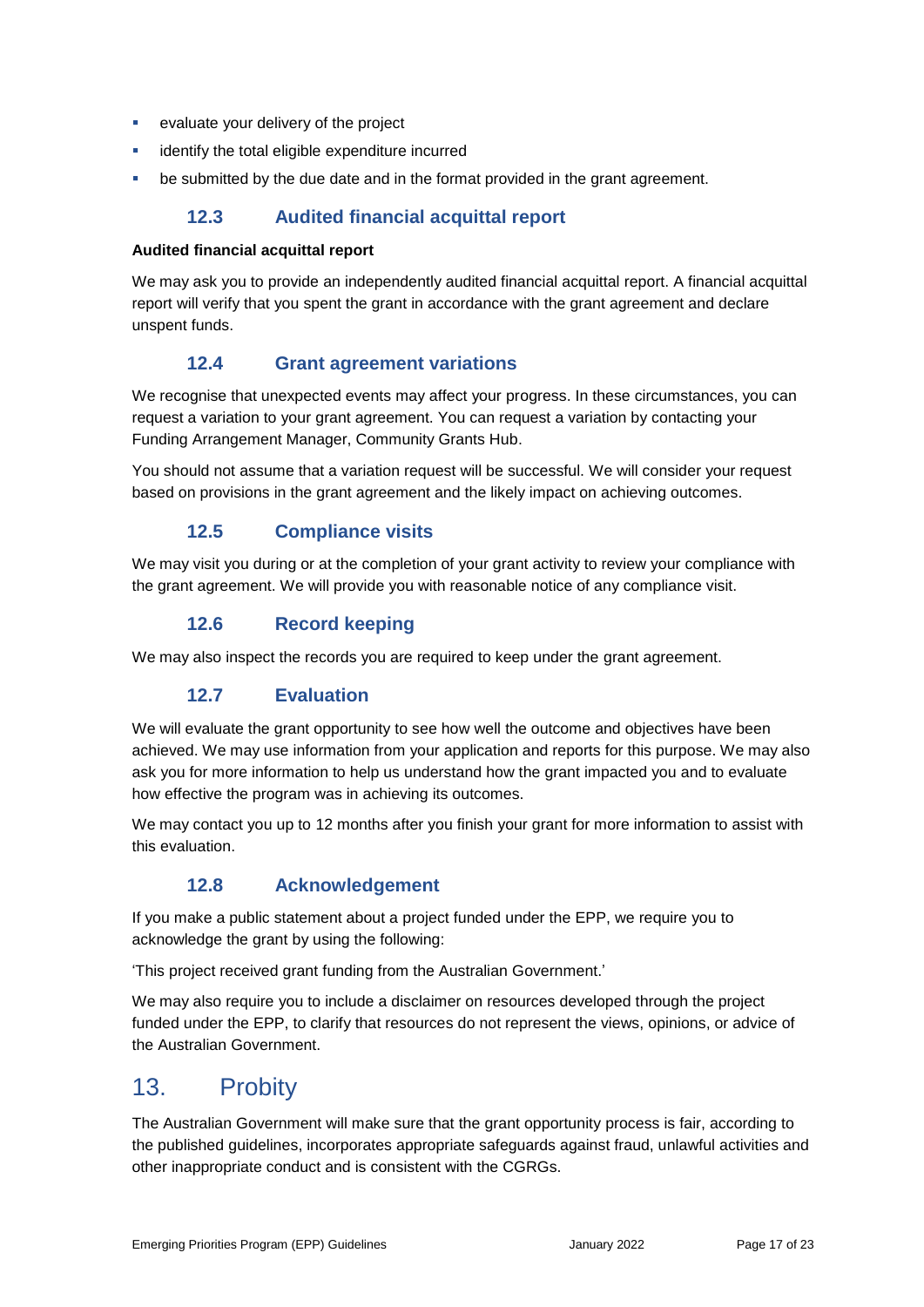- evaluate your delivery of the project
- identify the total eligible expenditure incurred
- be submitted by the due date and in the format provided in the grant agreement.

### 12.3 Audited financial acquittal report

**Audited financial acquittal report**

We may ask you to provide an independently audited financial acquittal report. A financial acquittal report will verify that you spent the grant in accordance with the grant agreement and declare unspent funds.

### 12.4 Grant agreement variations

We recognise that unexpected events may affect your progress. In these circumstances, you can request a variation to your grant agreement. You can request a variation by contacting your Funding Arrangement Manager, Community Grants Hub.

You should not assume that a variation request will be successful. We will consider your request based on provisions in the grant agreement and the likely impact on achieving outcomes.

### 12.5 Compliance visits

We may visit you during or at the completion of your grant activity to review your compliance with the grant agreement. We will provide you with reasonable notice of any compliance visit.

### 12.6 Record keeping

We may also inspect the records you are required to keep under the grant agreement.

### 12.7 Evaluation

We will evaluate the grant opportunity to see how well the outcome and objectives have been achieved. We may use information from your application and reports for this purpose. We may also ask you for more information to help us understand how the grant impacted you and to evaluate how effective the program was in achieving its outcomes.

We may contact you up to 12 months after you finish your grant for more information to assist with this evaluation.

### 12.8 Acknowledgement

If you make a public statement about a project funded under the EPP, we require you to acknowledge the grant by using the following:

'This project received grant funding from the Australian Government.'

We may also require you to include a disclaimer on resources developed through the project funded under the EPP, to clarify that resources do not represent the views, opinions, or advice of the Australian Government.

## 13. Probity

The Australian Government will make sure that the grant opportunity process is fair, according to the published guidelines, incorporates appropriate safeguards against fraud, unlawful activities and other inappropriate conduct and is consistent with the CGRGs.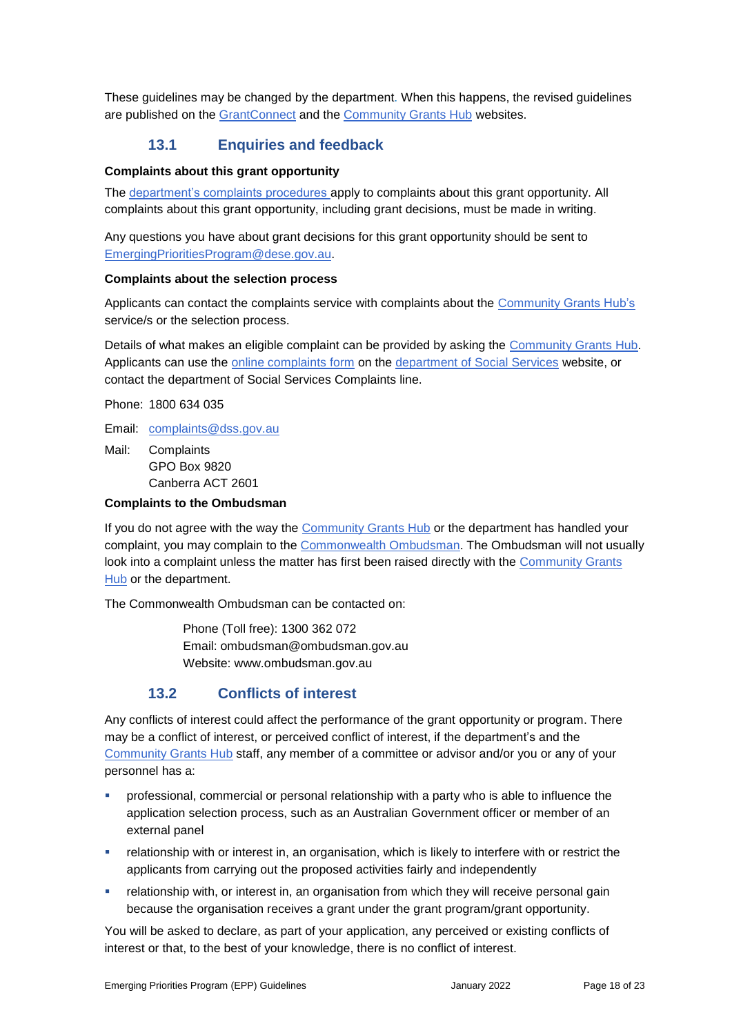These guidelines may be changed by the department. When this happens, the revised guidelines are published on the GrantConnect and the Community Grants Hub websites.

## 13.1 Enquiries and feedback

**Complaints about this grant opportunity**

The department's complaints procedures apply to complaints about this grant opportunity. All complaints about this grant opportunity, including grant decisions, must be made in writing.

Any questions you have about grant decisions for this grant opportunity should be sent to EmergingPrioritiesProgram@dese.gov.au.

**Complaints about the selection process**

Applicants can contact the complaints service with complaints about the Community Grants Hub's service/s or the selection process.

Details of what makes an eligible complaint can be provided by asking the Community Grants Hub. Applicants can use the online complaints form on the department of Social Services website, or contact the department of Social Services Complaints line.

Phone: 1800 634 035

Email: complaints@dss.gov.au

Mail: Complaints
GPO Box 9820
Canberra ACT 2601

**Complaints to the Ombudsman**

If you do not agree with the way the Community Grants Hub or the department has handled your complaint, you may complain to the Commonwealth Ombudsman. The Ombudsman will not usually look into a complaint unless the matter has first been raised directly with the Community Grants Hub or the department.

The Commonwealth Ombudsman can be contacted on:

Phone (Toll free): 1300 362 072
Email: ombudsman@ombudsman.gov.au
Website: www.ombudsman.gov.au

## 13.2 Conflicts of interest

Any conflicts of interest could affect the performance of the grant opportunity or program. There may be a conflict of interest, or perceived conflict of interest, if the department's and the Community Grants Hub staff, any member of a committee or advisor and/or you or any of your personnel has a:

- professional, commercial or personal relationship with a party who is able to influence the application selection process, such as an Australian Government officer or member of an external panel
- relationship with or interest in, an organisation, which is likely to interfere with or restrict the applicants from carrying out the proposed activities fairly and independently
- relationship with, or interest in, an organisation from which they will receive personal gain because the organisation receives a grant under the grant program/grant opportunity.

You will be asked to declare, as part of your application, any perceived or existing conflicts of interest or that, to the best of your knowledge, there is no conflict of interest.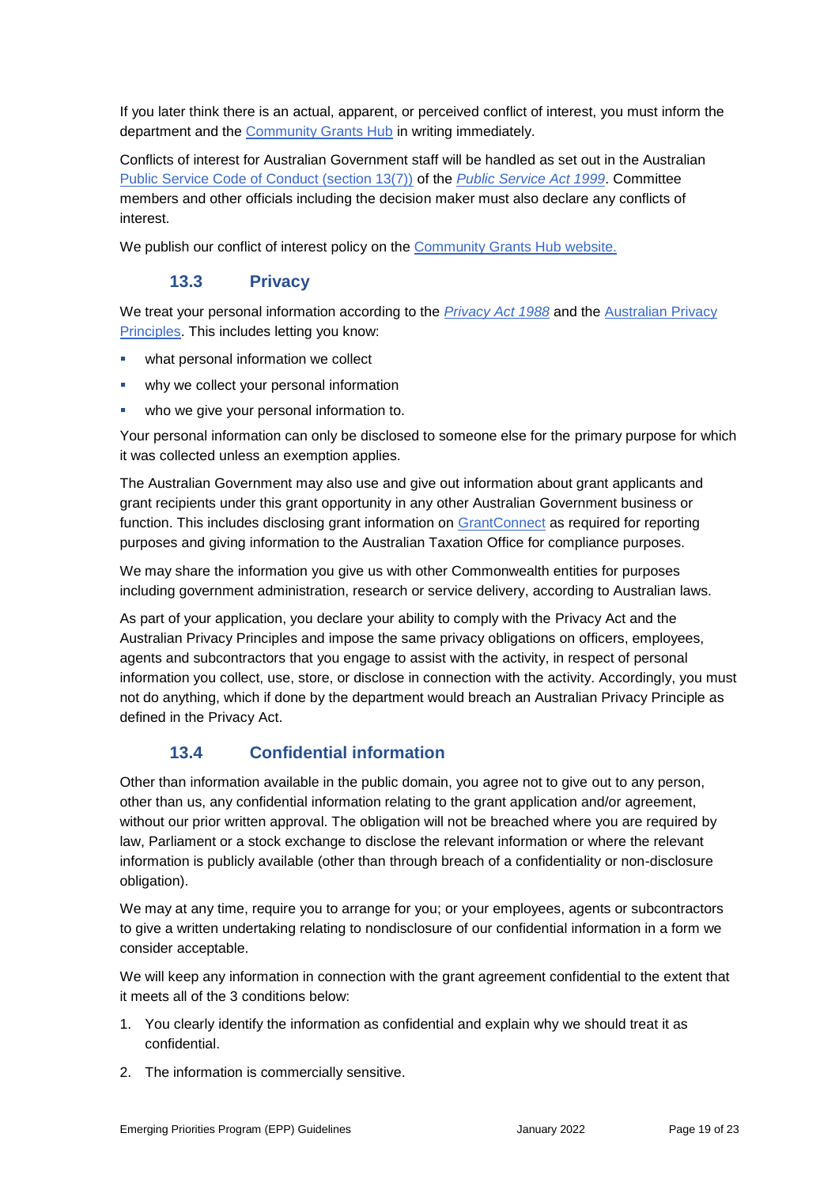If you later think there is an actual, apparent, or perceived conflict of interest, you must inform the department and the Community Grants Hub in writing immediately.

Conflicts of interest for Australian Government staff will be handled as set out in the Australian Public Service Code of Conduct (section 13(7)) of the *Public Service Act 1999*. Committee members and other officials including the decision maker must also declare any conflicts of interest.

We publish our conflict of interest policy on the Community Grants Hub website.

### 13.3 Privacy

We treat your personal information according to the *Privacy Act 1988* and the Australian Privacy Principles. This includes letting you know:

- what personal information we collect
- why we collect your personal information
- who we give your personal information to.

Your personal information can only be disclosed to someone else for the primary purpose for which it was collected unless an exemption applies.

The Australian Government may also use and give out information about grant applicants and grant recipients under this grant opportunity in any other Australian Government business or function. This includes disclosing grant information on GrantConnect as required for reporting purposes and giving information to the Australian Taxation Office for compliance purposes.

We may share the information you give us with other Commonwealth entities for purposes including government administration, research or service delivery, according to Australian laws.

As part of your application, you declare your ability to comply with the Privacy Act and the Australian Privacy Principles and impose the same privacy obligations on officers, employees, agents and subcontractors that you engage to assist with the activity, in respect of personal information you collect, use, store, or disclose in connection with the activity. Accordingly, you must not do anything, which if done by the department would breach an Australian Privacy Principle as defined in the Privacy Act.

### 13.4 Confidential information

Other than information available in the public domain, you agree not to give out to any person, other than us, any confidential information relating to the grant application and/or agreement, without our prior written approval. The obligation will not be breached where you are required by law, Parliament or a stock exchange to disclose the relevant information or where the relevant information is publicly available (other than through breach of a confidentiality or non-disclosure obligation).

We may at any time, require you to arrange for you; or your employees, agents or subcontractors to give a written undertaking relating to nondisclosure of our confidential information in a form we consider acceptable.

We will keep any information in connection with the grant agreement confidential to the extent that it meets all of the 3 conditions below:

1. You clearly identify the information as confidential and explain why we should treat it as confidential.
2. The information is commercially sensitive.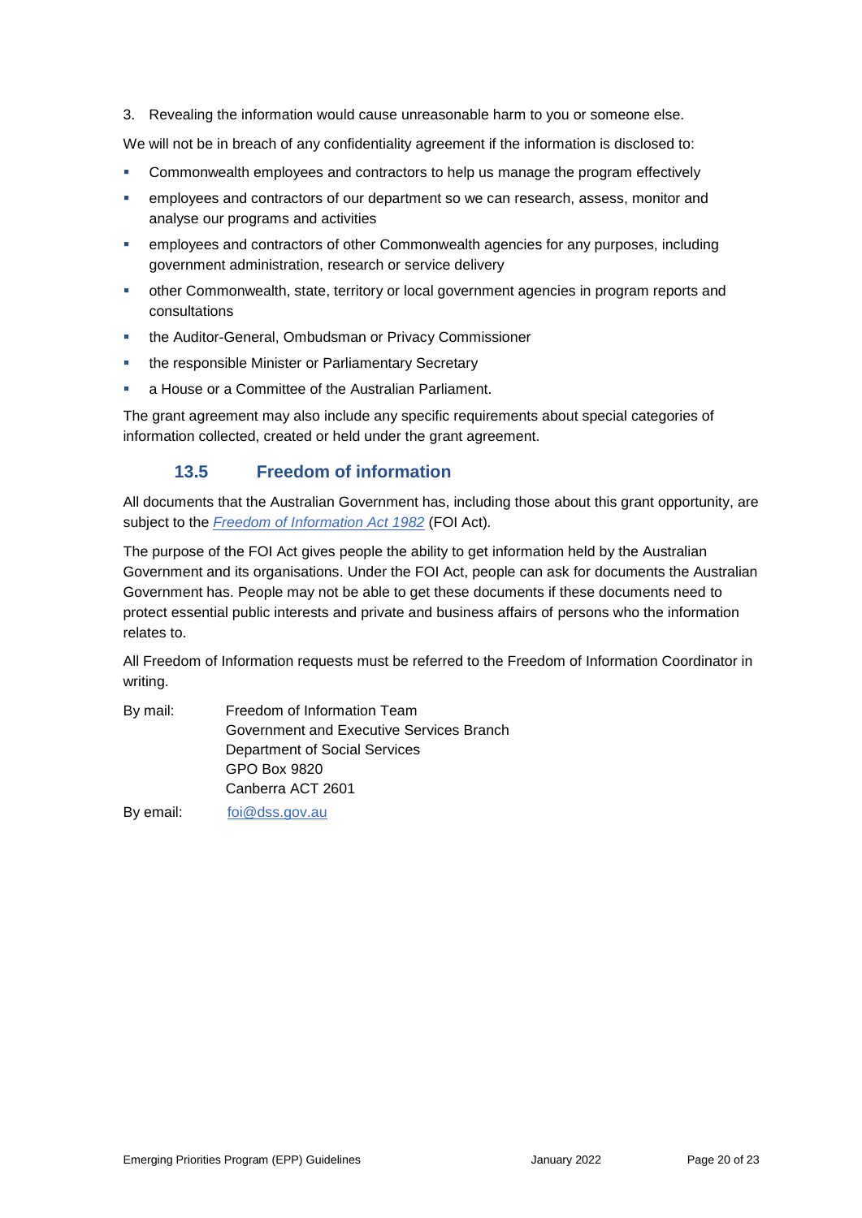3. Revealing the information would cause unreasonable harm to you or someone else.

We will not be in breach of any confidentiality agreement if the information is disclosed to:

- Commonwealth employees and contractors to help us manage the program effectively
- employees and contractors of our department so we can research, assess, monitor and analyse our programs and activities
- employees and contractors of other Commonwealth agencies for any purposes, including government administration, research or service delivery
- other Commonwealth, state, territory or local government agencies in program reports and consultations
- the Auditor-General, Ombudsman or Privacy Commissioner
- the responsible Minister or Parliamentary Secretary
- a House or a Committee of the Australian Parliament.

The grant agreement may also include any specific requirements about special categories of information collected, created or held under the grant agreement.

### 13.5 Freedom of information

All documents that the Australian Government has, including those about this grant opportunity, are subject to the *Freedom of Information Act 1982* (FOI Act).

The purpose of the FOI Act gives people the ability to get information held by the Australian Government and its organisations. Under the FOI Act, people can ask for documents the Australian Government has. People may not be able to get these documents if these documents need to protect essential public interests and private and business affairs of persons who the information relates to.

All Freedom of Information requests must be referred to the Freedom of Information Coordinator in writing.

By mail: Freedom of Information Team
Government and Executive Services Branch
Department of Social Services
GPO Box 9820
Canberra ACT 2601

By email: foi@dss.gov.au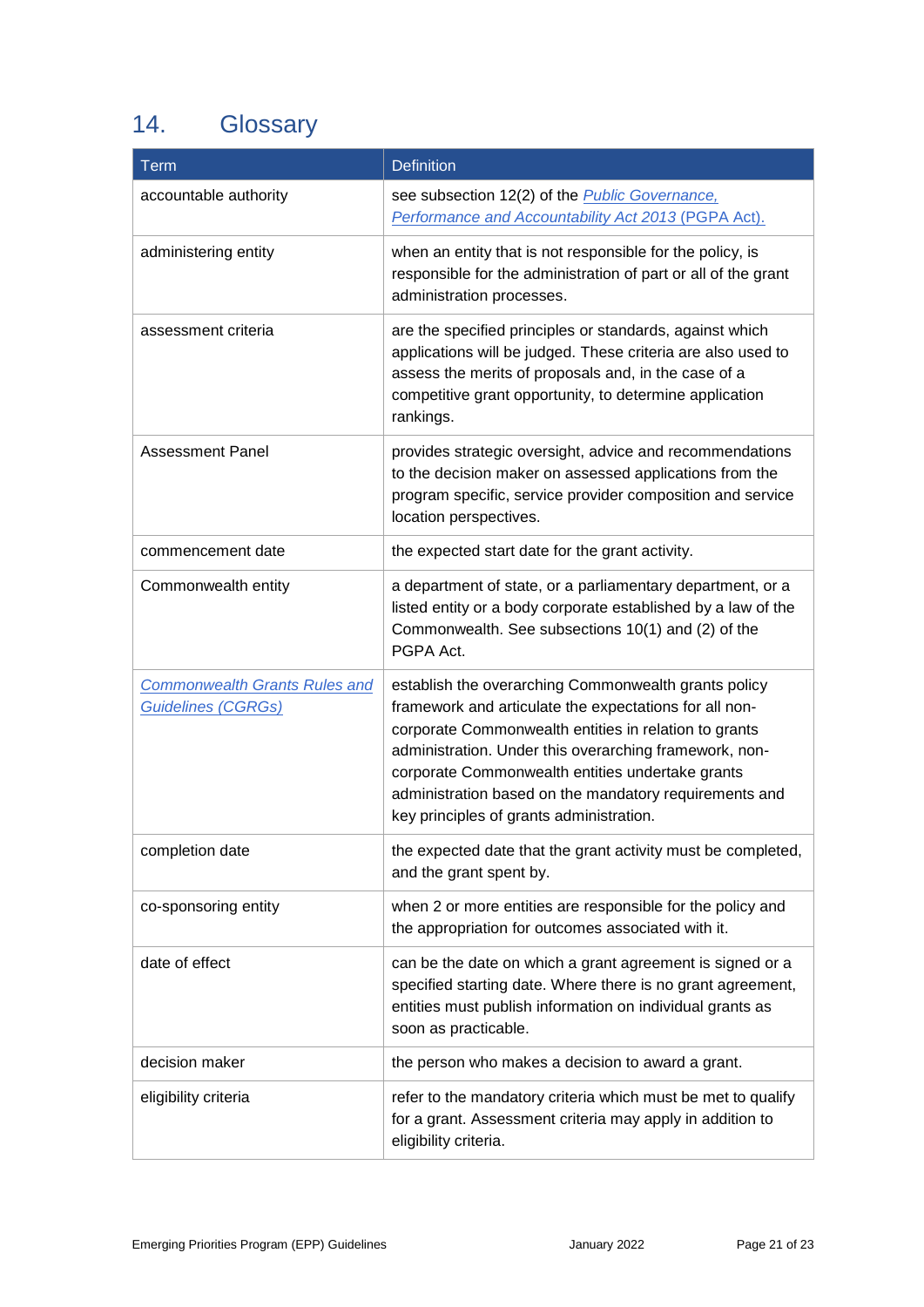## 14. Glossary

| Term | Definition |
| --- | --- |
| accountable authority | see subsection 12(2) of the *Public Governance, Performance and Accountability Act 2013* (PGPA Act). |
| administering entity | when an entity that is not responsible for the policy, is responsible for the administration of part or all of the grant administration processes. |
| assessment criteria | are the specified principles or standards, against which applications will be judged. These criteria are also used to assess the merits of proposals and, in the case of a competitive grant opportunity, to determine application rankings. |
| Assessment Panel | provides strategic oversight, advice and recommendations to the decision maker on assessed applications from the program specific, service provider composition and service location perspectives. |
| commencement date | the expected start date for the grant activity. |
| Commonwealth entity | a department of state, or a parliamentary department, or a listed entity or a body corporate established by a law of the Commonwealth. See subsections 10(1) and (2) of the PGPA Act. |
| *Commonwealth Grants Rules and Guidelines (CGRGs)* | establish the overarching Commonwealth grants policy framework and articulate the expectations for all non-corporate Commonwealth entities in relation to grants administration. Under this overarching framework, non-corporate Commonwealth entities undertake grants administration based on the mandatory requirements and key principles of grants administration. |
| completion date | the expected date that the grant activity must be completed, and the grant spent by. |
| co-sponsoring entity | when 2 or more entities are responsible for the policy and the appropriation for outcomes associated with it. |
| date of effect | can be the date on which a grant agreement is signed or a specified starting date. Where there is no grant agreement, entities must publish information on individual grants as soon as practicable. |
| decision maker | the person who makes a decision to award a grant. |
| eligibility criteria | refer to the mandatory criteria which must be met to qualify for a grant. Assessment criteria may apply in addition to eligibility criteria. |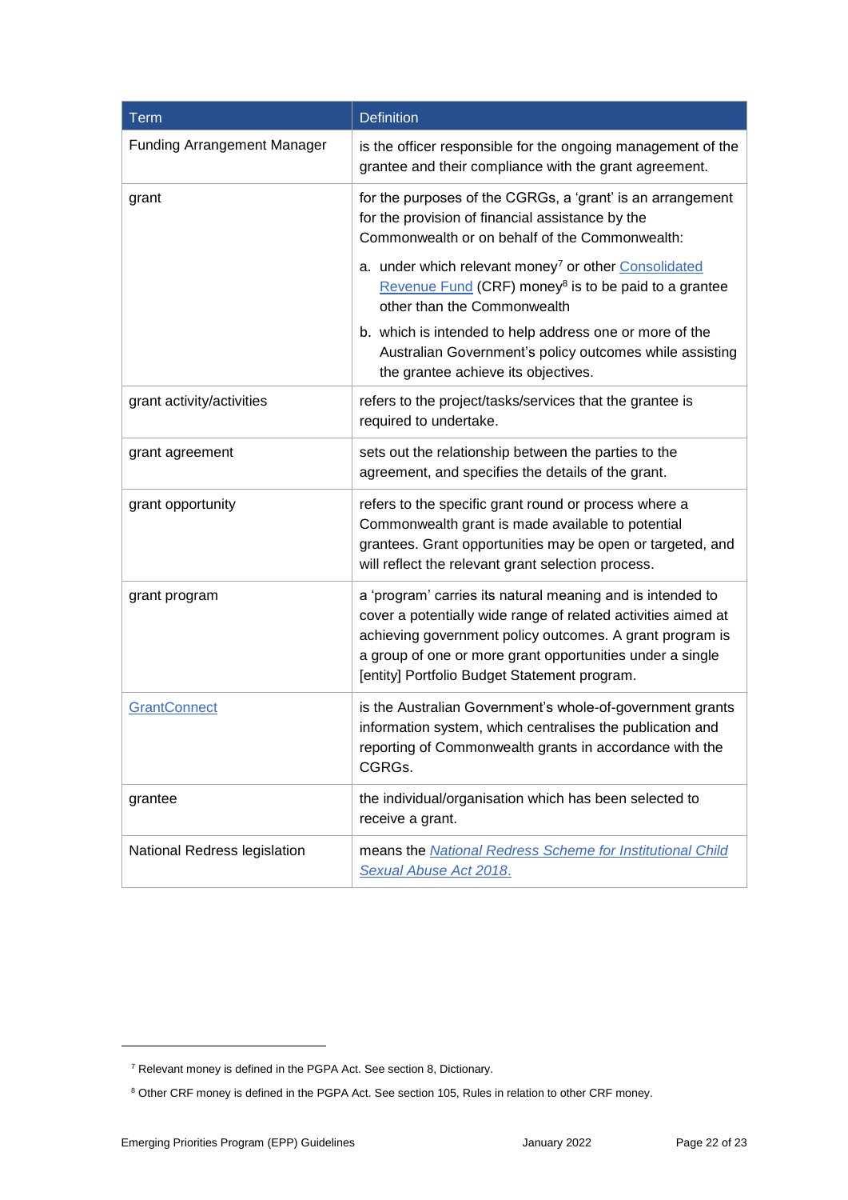| Term | Definition |
| --- | --- |
| Funding Arrangement Manager | is the officer responsible for the ongoing management of the grantee and their compliance with the grant agreement. |
| grant | for the purposes of the CGRGs, a 'grant' is an arrangement for the provision of financial assistance by the Commonwealth or on behalf of the Commonwealth:<br>a. under which relevant money[7] or other Consolidated Revenue Fund (CRF) money[8] is to be paid to a grantee other than the Commonwealth<br>b. which is intended to help address one or more of the Australian Government's policy outcomes while assisting the grantee achieve its objectives. |
| grant activity/activities | refers to the project/tasks/services that the grantee is required to undertake. |
| grant agreement | sets out the relationship between the parties to the agreement, and specifies the details of the grant. |
| grant opportunity | refers to the specific grant round or process where a Commonwealth grant is made available to potential grantees. Grant opportunities may be open or targeted, and will reflect the relevant grant selection process. |
| grant program | a 'program' carries its natural meaning and is intended to cover a potentially wide range of related activities aimed at achieving government policy outcomes. A grant program is a group of one or more grant opportunities under a single [entity] Portfolio Budget Statement program. |
| GrantConnect | is the Australian Government's whole-of-government grants information system, which centralises the publication and reporting of Commonwealth grants in accordance with the CGRGs. |
| grantee | the individual/organisation which has been selected to receive a grant. |
| National Redress legislation | means the *National Redress Scheme for Institutional Child Sexual Abuse Act 2018*. |

[7] Relevant money is defined in the PGPA Act. See section 8, Dictionary.

[8] Other CRF money is defined in the PGPA Act. See section 105, Rules in relation to other CRF money.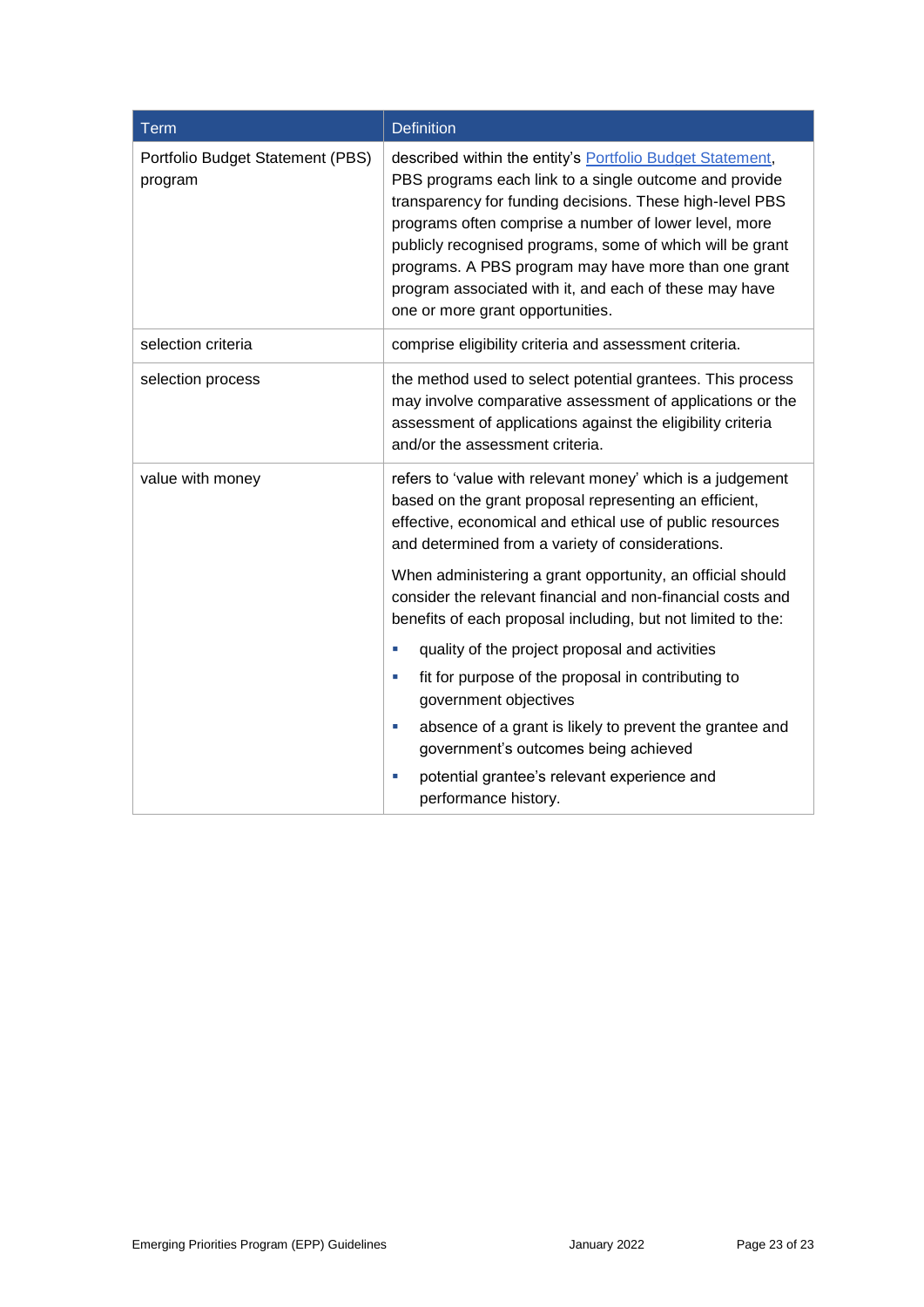| Term | Definition |
| --- | --- |
| Portfolio Budget Statement (PBS) program | described within the entity's Portfolio Budget Statement, PBS programs each link to a single outcome and provide transparency for funding decisions. These high-level PBS programs often comprise a number of lower level, more publicly recognised programs, some of which will be grant programs. A PBS program may have more than one grant program associated with it, and each of these may have one or more grant opportunities. |
| selection criteria | comprise eligibility criteria and assessment criteria. |
| selection process | the method used to select potential grantees. This process may involve comparative assessment of applications or the assessment of applications against the eligibility criteria and/or the assessment criteria. |
| value with money | refers to 'value with relevant money' which is a judgement based on the grant proposal representing an efficient, effective, economical and ethical use of public resources and determined from a variety of considerations.<br><br>When administering a grant opportunity, an official should consider the relevant financial and non-financial costs and benefits of each proposal including, but not limited to the:<br><br>- quality of the project proposal and activities<br>- fit for purpose of the proposal in contributing to government objectives<br>- absence of a grant is likely to prevent the grantee and government's outcomes being achieved<br>- potential grantee's relevant experience and performance history. |